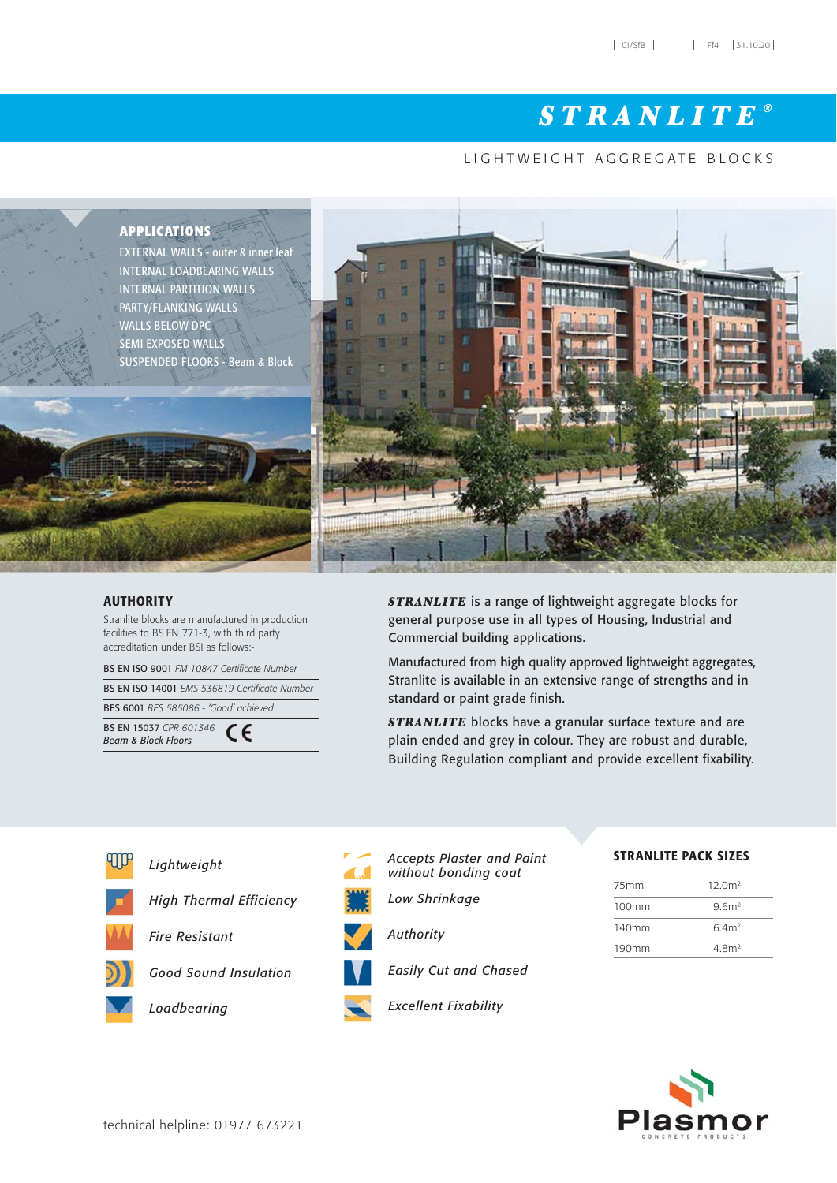| CI/SfB | | Ff4 | 31.10.20 |

# STRANLITE®

LIGHTWEIGHT AGGREGATE BLOCKS

## APPLICATIONS

- EXTERNAL WALLS - outer & inner leaf
- INTERNAL LOADBEARING WALLS
- INTERNAL PARTITION WALLS
- PARTY/FLANKING WALLS
- WALLS BELOW DPC
- SEMI EXPOSED WALLS
- SUSPENDED FLOORS - Beam & Block

## AUTHORITY

Stranlite blocks are manufactured in production facilities to BS EN 771-3, with third party accreditation under BSI as follows:-

- BS EN ISO 9001 *FM 10847 Certificate Number*
- BS EN ISO 14001 *EMS 536819 Certificate Number*
- BES 6001 *BES 585086 - 'Good' achieved*
- BS EN 15037 *CPR 601346* *Beam & Block Floors* CE

***STRANLITE*** is a range of lightweight aggregate blocks for general purpose use in all types of Housing, Industrial and Commercial building applications.

Manufactured from high quality approved lightweight aggregates, Stranlite is available in an extensive range of strengths and in standard or paint grade finish.

***STRANLITE*** blocks have a granular surface texture and are plain ended and grey in colour. They are robust and durable, Building Regulation compliant and provide excellent fixability.

- *Lightweight*
- *High Thermal Efficiency*
- *Fire Resistant*
- *Good Sound Insulation*
- *Loadbearing*
- *Accepts Plaster and Paint without bonding coat*
- *Low Shrinkage*
- *Authority*
- *Easily Cut and Chased*
- *Excellent Fixability*

## STRANLITE PACK SIZES

| | |
|---|---|
| 75mm | 12.0m² |
| 100mm | 9.6m² |
| 140mm | 6.4m² |
| 190mm | 4.8m² |

technical helpline: 01977 673221

Plasmor CONCRETE PRODUCTS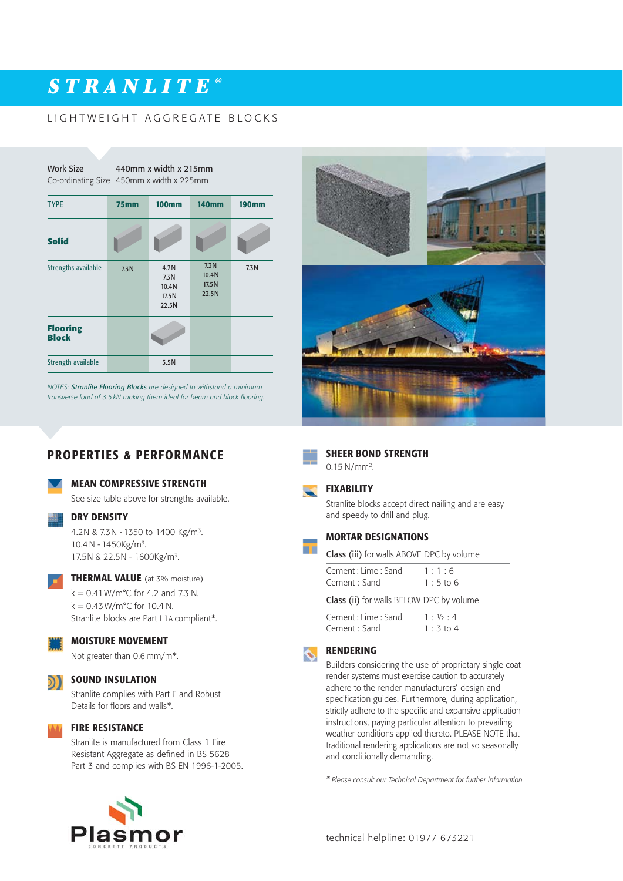# STRANLITE®

LIGHTWEIGHT AGGREGATE BLOCKS

Work Size 440mm x width x 215mm
Co-ordinating Size 450mm x width x 225mm

| TYPE | 75mm | 100mm | 140mm | 190mm |
|---|---|---|---|---|
| **Solid** | | | | |
| Strengths available | 7.3N | 4.2N<br>7.3N<br>10.4N<br>17.5N<br>22.5N | 7.3N<br>10.4N<br>17.5N<br>22.5N | 7.3N |
| **Flooring Block** | | | | |
| Strength available | | 3.5N | | |

*NOTES: **Stranlite Flooring Blocks** are designed to withstand a minimum transverse load of 3.5 kN making them ideal for beam and block flooring.*

## PROPERTIES & PERFORMANCE

### MEAN COMPRESSIVE STRENGTH

See size table above for strengths available.

### DRY DENSITY

4.2N & 7.3N - 1350 to 1400 Kg/m$^3$.
10.4 N - 1450Kg/m$^3$.
17.5N & 22.5N - 1600Kg/m$^3$.

### THERMAL VALUE (at 3% moisture)

k = 0.41 W/m°C for 4.2 and 7.3 N.
k = 0.43 W/m°C for 10.4 N.
Stranlite blocks are Part L1A compliant*.

### MOISTURE MOVEMENT

Not greater than 0.6 mm/m*.

### SOUND INSULATION

Stranlite complies with Part E and Robust Details for floors and walls*.

### FIRE RESISTANCE

Stranlite is manufactured from Class 1 Fire Resistant Aggregate as defined in BS 5628 Part 3 and complies with BS EN 1996-1-2005.

### SHEER BOND STRENGTH

0.15 N/mm$^2$.

### FIXABILITY

Stranlite blocks accept direct nailing and are easy and speedy to drill and plug.

### MORTAR DESIGNATIONS

**Class (iii)** for walls ABOVE DPC by volume

| | |
|---|---|
| Cement : Lime : Sand | 1 : 1 : 6 |
| Cement : Sand | 1 : 5 to 6 |

**Class (ii)** for walls BELOW DPC by volume

| | |
|---|---|
| Cement : Lime : Sand | 1 : ½ : 4 |
| Cement : Sand | 1 : 3 to 4 |

### RENDERING

Builders considering the use of proprietary single coat render systems must exercise caution to accurately adhere to the render manufacturers' design and specification guides. Furthermore, during application, strictly adhere to the specific and expansive application instructions, paying particular attention to prevailing weather conditions applied thereto. PLEASE NOTE that traditional rendering applications are not so seasonally and conditionally demanding.

*\* Please consult our Technical Department for further information.*

Plasmor CONCRETE PRODUCTS

technical helpline: 01977 673221